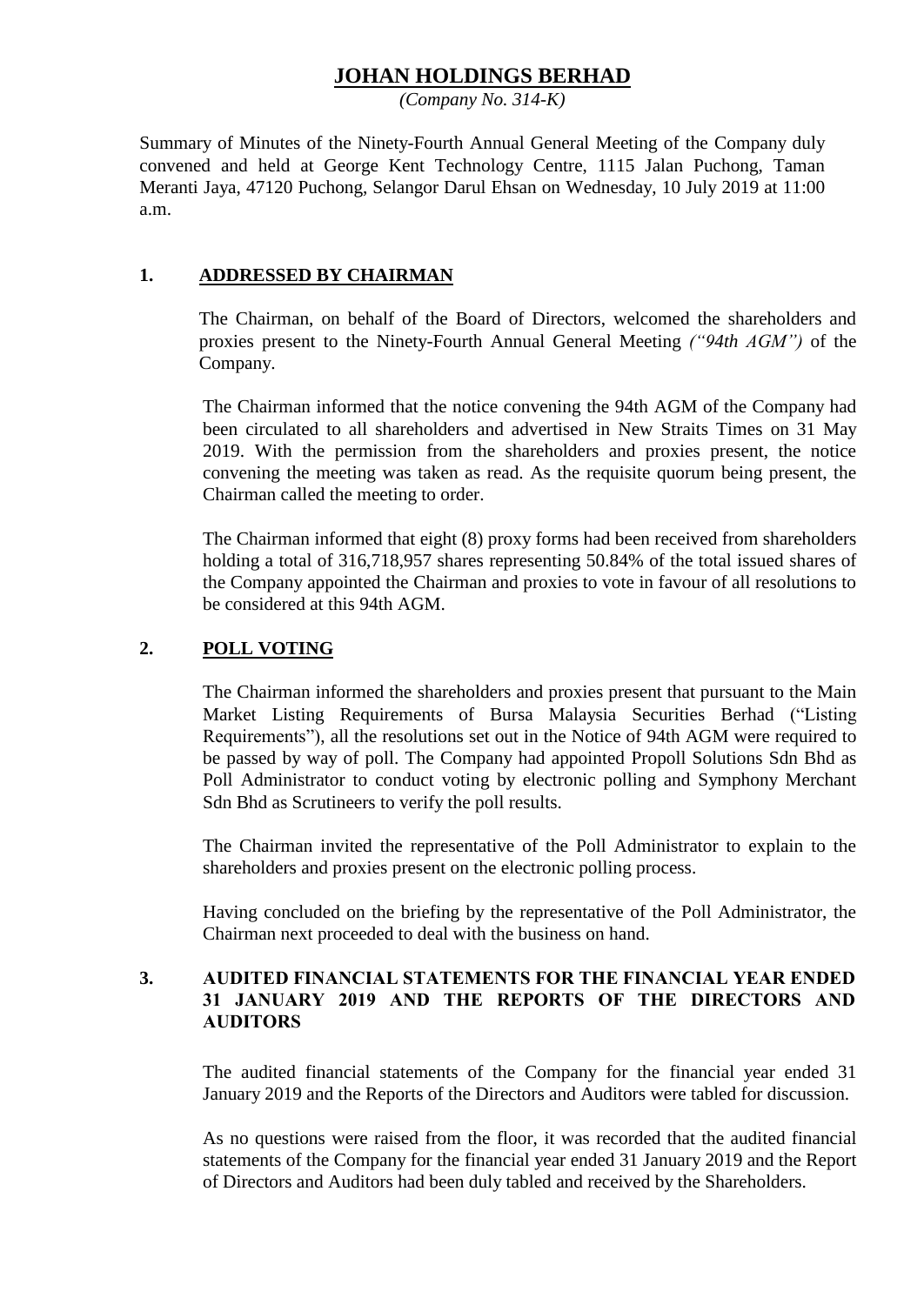# JOHAN HOLDINGS BERHAD

*(Company No. 314-K)*

Summary of Minutes of the Ninety-Fourth Annual General Meeting of the Company duly convened and held at George Kent Technology Centre, 1115 Jalan Puchong, Taman Meranti Jaya, 47120 Puchong, Selangor Darul Ehsan on Wednesday, 10 July 2019 at 11:00 a.m.

## 1. ADDRESSED BY CHAIRMAN

The Chairman, on behalf of the Board of Directors, welcomed the shareholders and proxies present to the Ninety-Fourth Annual General Meeting *("94th AGM")* of the Company.

The Chairman informed that the notice convening the 94th AGM of the Company had been circulated to all shareholders and advertised in New Straits Times on 31 May 2019. With the permission from the shareholders and proxies present, the notice convening the meeting was taken as read. As the requisite quorum being present, the Chairman called the meeting to order.

The Chairman informed that eight (8) proxy forms had been received from shareholders holding a total of 316,718,957 shares representing 50.84% of the total issued shares of the Company appointed the Chairman and proxies to vote in favour of all resolutions to be considered at this 94th AGM.

## 2. POLL VOTING

The Chairman informed the shareholders and proxies present that pursuant to the Main Market Listing Requirements of Bursa Malaysia Securities Berhad ("Listing Requirements"), all the resolutions set out in the Notice of 94th AGM were required to be passed by way of poll. The Company had appointed Propoll Solutions Sdn Bhd as Poll Administrator to conduct voting by electronic polling and Symphony Merchant Sdn Bhd as Scrutineers to verify the poll results.

The Chairman invited the representative of the Poll Administrator to explain to the shareholders and proxies present on the electronic polling process.

Having concluded on the briefing by the representative of the Poll Administrator, the Chairman next proceeded to deal with the business on hand.

## 3. AUDITED FINANCIAL STATEMENTS FOR THE FINANCIAL YEAR ENDED 31 JANUARY 2019 AND THE REPORTS OF THE DIRECTORS AND AUDITORS

The audited financial statements of the Company for the financial year ended 31 January 2019 and the Reports of the Directors and Auditors were tabled for discussion.

As no questions were raised from the floor, it was recorded that the audited financial statements of the Company for the financial year ended 31 January 2019 and the Report of Directors and Auditors had been duly tabled and received by the Shareholders.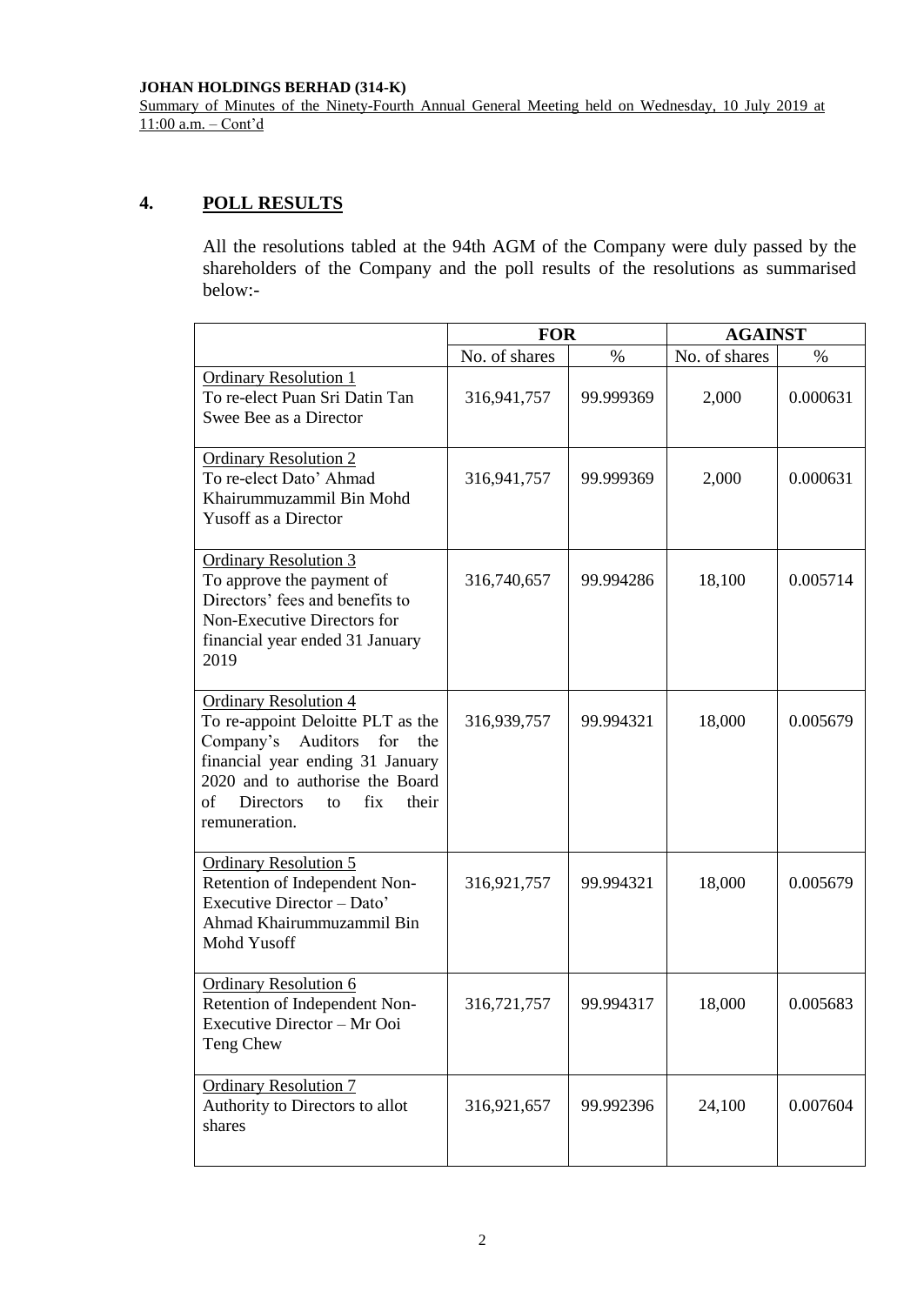## 4. POLL RESULTS

All the resolutions tabled at the 94th AGM of the Company were duly passed by the shareholders of the Company and the poll results of the resolutions as summarised below:-

| | FOR | | AGAINST | |
|---|---|---|---|---|
| | No. of shares | % | No. of shares | % |
| Ordinary Resolution 1<br>To re-elect Puan Sri Datin Tan Swee Bee as a Director | 316,941,757 | 99.999369 | 2,000 | 0.000631 |
| Ordinary Resolution 2<br>To re-elect Dato' Ahmad Khairummuzammil Bin Mohd Yusoff as a Director | 316,941,757 | 99.999369 | 2,000 | 0.000631 |
| Ordinary Resolution 3<br>To approve the payment of Directors' fees and benefits to Non-Executive Directors for financial year ended 31 January 2019 | 316,740,657 | 99.994286 | 18,100 | 0.005714 |
| Ordinary Resolution 4<br>To re-appoint Deloitte PLT as the Company's Auditors for the financial year ending 31 January 2020 and to authorise the Board of Directors to fix their remuneration. | 316,939,757 | 99.994321 | 18,000 | 0.005679 |
| Ordinary Resolution 5<br>Retention of Independent Non-Executive Director – Dato' Ahmad Khairummuzammil Bin Mohd Yusoff | 316,921,757 | 99.994321 | 18,000 | 0.005679 |
| Ordinary Resolution 6<br>Retention of Independent Non-Executive Director – Mr Ooi Teng Chew | 316,721,757 | 99.994317 | 18,000 | 0.005683 |
| Ordinary Resolution 7<br>Authority to Directors to allot shares | 316,921,657 | 99.992396 | 24,100 | 0.007604 |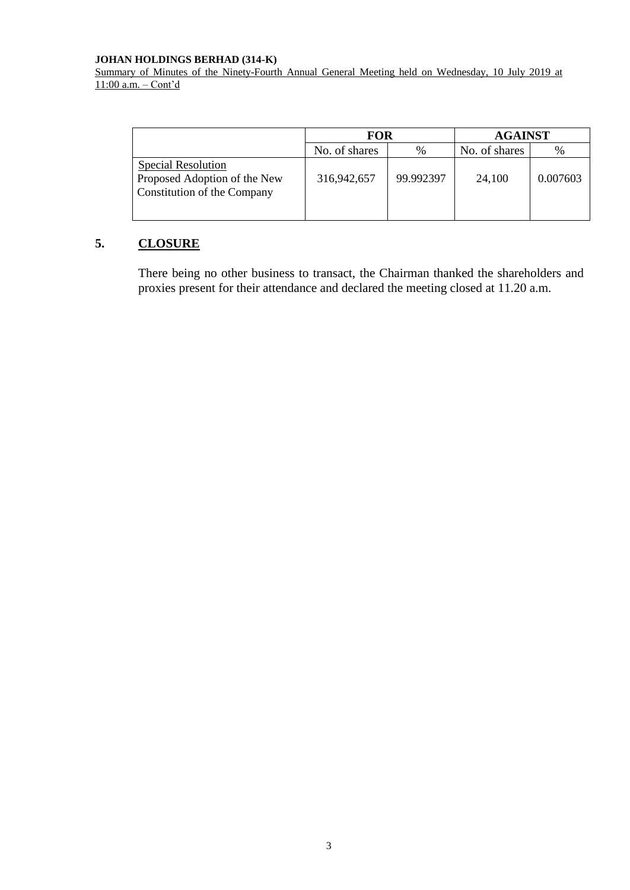| | FOR | | AGAINST | |
|---|---|---|---|---|
| | No. of shares | % | No. of shares | % |
| Special Resolution<br>Proposed Adoption of the New Constitution of the Company | 316,942,657 | 99.992397 | 24,100 | 0.007603 |

## 5. CLOSURE

There being no other business to transact, the Chairman thanked the shareholders and proxies present for their attendance and declared the meeting closed at 11.20 a.m.